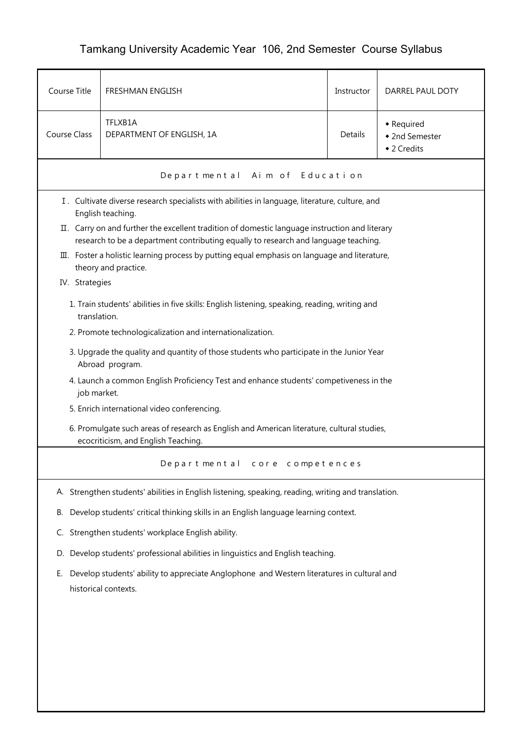# Tamkang University Academic Year 106, 2nd Semester Course Syllabus

| Course Title | FRESHMAN ENGLISH | Instructor | DARREL PAUL DOTY |
| --- | --- | --- | --- |
| Course Class | TFLXB1A<br>DEPARTMENT OF ENGLISH, 1A | Details | ◆ Required<br>◆ 2nd Semester<br>◆ 2 Credits |

## Departmental Aim of Education

Ⅰ. Cultivate diverse research specialists with abilities in language, literature, culture, and English teaching.

Ⅱ. Carry on and further the excellent tradition of domestic language instruction and literary research to be a department contributing equally to research and language teaching.

Ⅲ. Foster a holistic learning process by putting equal emphasis on language and literature, theory and practice.

IV. Strategies

1. Train students' abilities in five skills: English listening, speaking, reading, writing and translation.
2. Promote technologicalization and internationalization.
3. Upgrade the quality and quantity of those students who participate in the Junior Year Abroad program.
4. Launch a common English Proficiency Test and enhance students' competiveness in the job market.
5. Enrich international video conferencing.
6. Promulgate such areas of research as English and American literature, cultural studies, ecocriticism, and English Teaching.

## Departmental core competences

A. Strengthen students' abilities in English listening, speaking, reading, writing and translation.

B. Develop students' critical thinking skills in an English language learning context.

C. Strengthen students' workplace English ability.

D. Develop students' professional abilities in linguistics and English teaching.

E. Develop students' ability to appreciate Anglophone and Western literatures in cultural and historical contexts.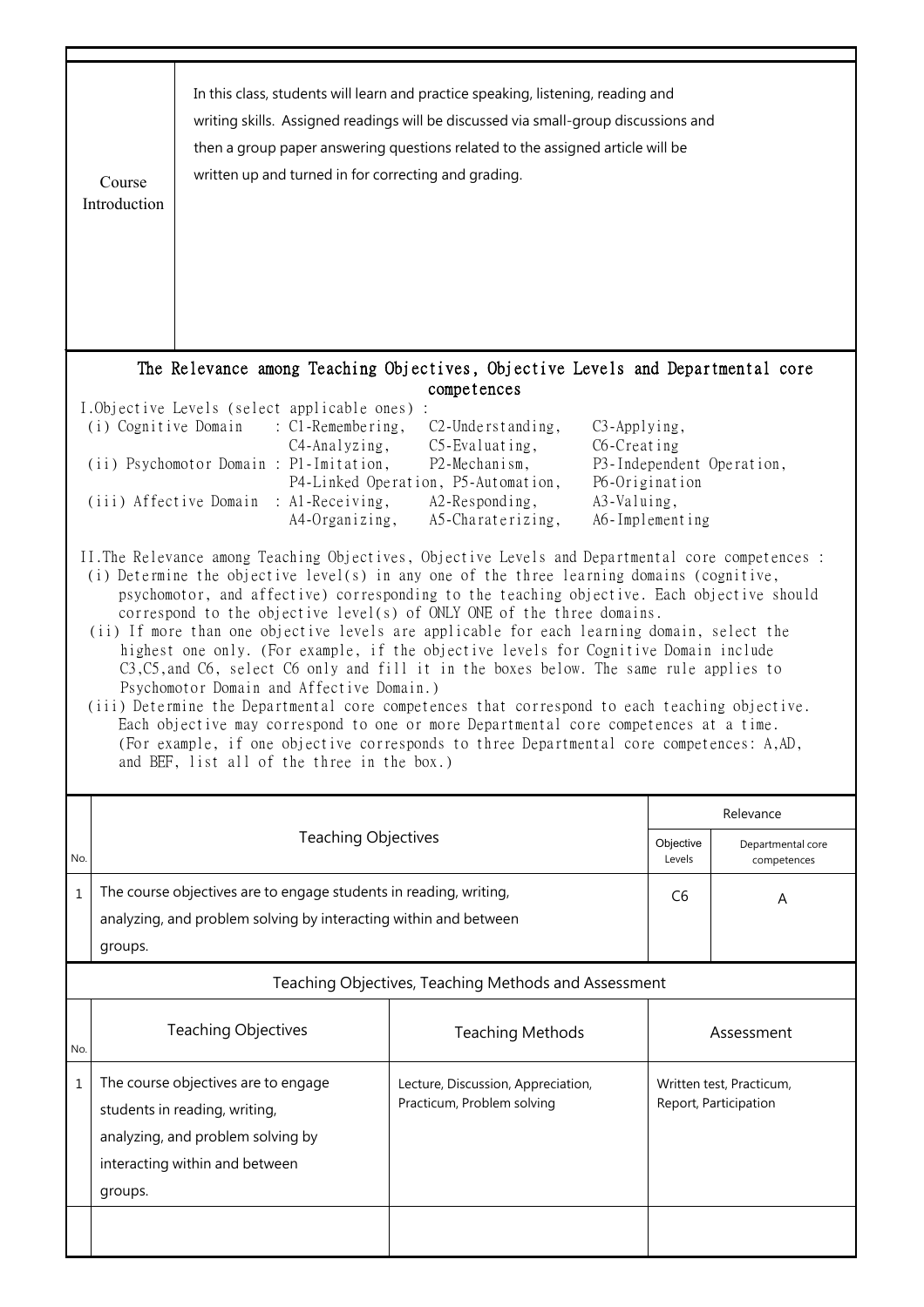| Course Introduction | In this class, students will learn and practice speaking, listening, reading and writing skills. Assigned readings will be discussed via small-group discussions and then a group paper answering questions related to the assigned article will be written up and turned in for correcting and grading. |
|---|---|

## The Relevance among Teaching Objectives, Objective Levels and Departmental core competences

I.Objective Levels (select applicable ones) :

- (i) Cognitive Domain : C1-Remembering, C2-Understanding, C3-Applying, C4-Analyzing, C5-Evaluating, C6-Creating
- (ii) Psychomotor Domain : P1-Imitation, P2-Mechanism, P3-Independent Operation, P4-Linked Operation, P5-Automation, P6-Origination
- (iii) Affective Domain : A1-Receiving, A2-Responding, A3-Valuing, A4-Organizing, A5-Charaterizing, A6-Implementing

II.The Relevance among Teaching Objectives, Objective Levels and Departmental core competences :

- (i) Determine the objective level(s) in any one of the three learning domains (cognitive, psychomotor, and affective) corresponding to the teaching objective. Each objective should correspond to the objective level(s) of ONLY ONE of the three domains.
- (ii) If more than one objective levels are applicable for each learning domain, select the highest one only. (For example, if the objective levels for Cognitive Domain include C3,C5,and C6, select C6 only and fill it in the boxes below. The same rule applies to Psychomotor Domain and Affective Domain.)
- (iii) Determine the Departmental core competences that correspond to each teaching objective. Each objective may correspond to one or more Departmental core competences at a time. (For example, if one objective corresponds to three Departmental core competences: A,AD, and BEF, list all of the three in the box.)

| No. | Teaching Objectives | Relevance | |
|---|---|---|---|
| | | Objective Levels | Departmental core competences |
| 1 | The course objectives are to engage students in reading, writing, analyzing, and problem solving by interacting within and between groups. | C6 | A |

## Teaching Objectives, Teaching Methods and Assessment

| No. | Teaching Objectives | Teaching Methods | Assessment |
|---|---|---|---|
| 1 | The course objectives are to engage students in reading, writing, analyzing, and problem solving by interacting within and between groups. | Lecture, Discussion, Appreciation, Practicum, Problem solving | Written test, Practicum, Report, Participation |
| | | | |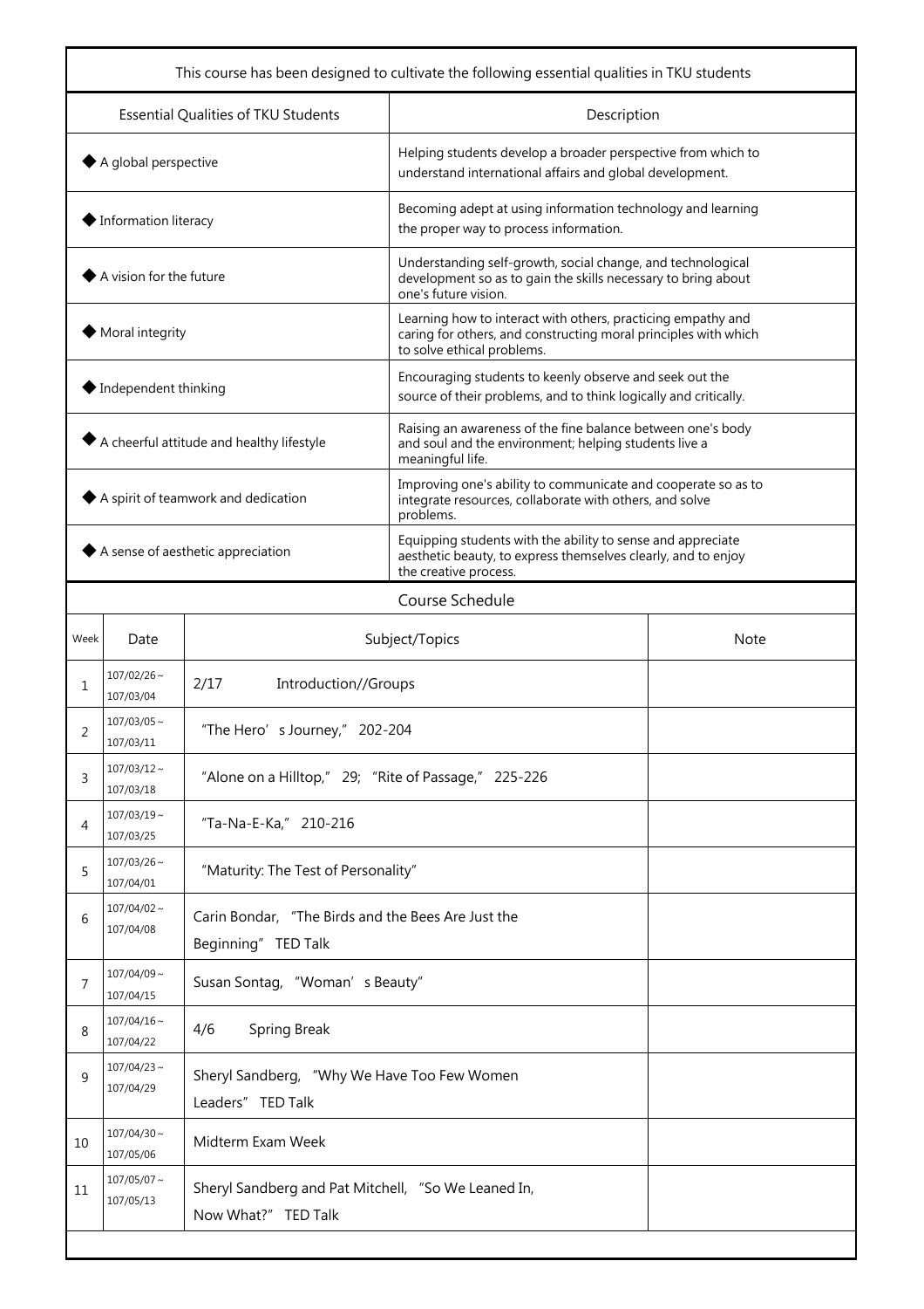| This course has been designed to cultivate the following essential qualities in TKU students | |
|---|---|
| Essential Qualities of TKU Students | Description |
| ◆ A global perspective | Helping students develop a broader perspective from which to understand international affairs and global development. |
| ◆ Information literacy | Becoming adept at using information technology and learning the proper way to process information. |
| ◆ A vision for the future | Understanding self-growth, social change, and technological development so as to gain the skills necessary to bring about one's future vision. |
| ◆ Moral integrity | Learning how to interact with others, practicing empathy and caring for others, and constructing moral principles with which to solve ethical problems. |
| ◆ Independent thinking | Encouraging students to keenly observe and seek out the source of their problems, and to think logically and critically. |
| ◆ A cheerful attitude and healthy lifestyle | Raising an awareness of the fine balance between one's body and soul and the environment; helping students live a meaningful life. |
| ◆ A spirit of teamwork and dedication | Improving one's ability to communicate and cooperate so as to integrate resources, collaborate with others, and solve problems. |
| ◆ A sense of aesthetic appreciation | Equipping students with the ability to sense and appreciate aesthetic beauty, to express themselves clearly, and to enjoy the creative process. |

**Course Schedule**

| Week | Date | Subject/Topics | Note |
|---|---|---|---|
| 1 | 107/02/26～107/03/04 | 2/17 Introduction//Groups | |
| 2 | 107/03/05～107/03/11 | "The Hero's Journey," 202-204 | |
| 3 | 107/03/12～107/03/18 | "Alone on a Hilltop," 29; "Rite of Passage," 225-226 | |
| 4 | 107/03/19～107/03/25 | "Ta-Na-E-Ka," 210-216 | |
| 5 | 107/03/26～107/04/01 | "Maturity: The Test of Personality" | |
| 6 | 107/04/02～107/04/08 | Carin Bondar, "The Birds and the Bees Are Just the Beginning" TED Talk | |
| 7 | 107/04/09～107/04/15 | Susan Sontag, "Woman's Beauty" | |
| 8 | 107/04/16～107/04/22 | 4/6 Spring Break | |
| 9 | 107/04/23～107/04/29 | Sheryl Sandberg, "Why We Have Too Few Women Leaders" TED Talk | |
| 10 | 107/04/30～107/05/06 | Midterm Exam Week | |
| 11 | 107/05/07～107/05/13 | Sheryl Sandberg and Pat Mitchell, "So We Leaned In, Now What?" TED Talk | |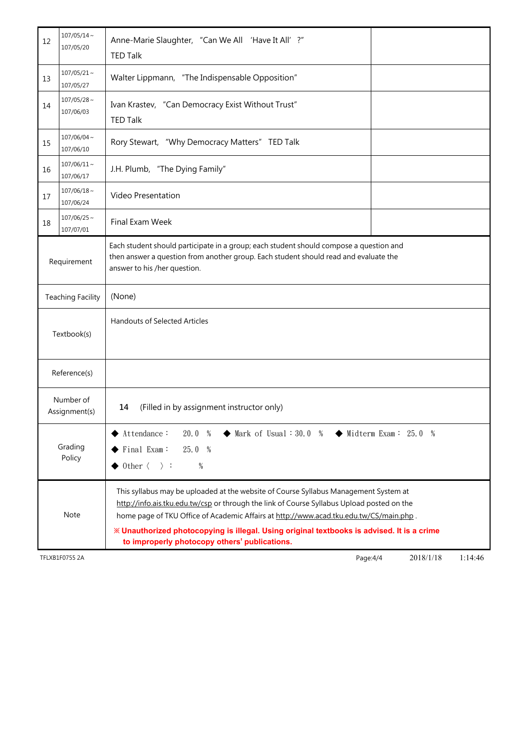| | | | |
|---|---|---|---|
| 12 | 107/05/14～107/05/20 | Anne-Marie Slaughter, "Can We All 'Have It All' ?" TED Talk | |
| 13 | 107/05/21～107/05/27 | Walter Lippmann, "The Indispensable Opposition" | |
| 14 | 107/05/28～107/06/03 | Ivan Krastev, "Can Democracy Exist Without Trust" TED Talk | |
| 15 | 107/06/04～107/06/10 | Rory Stewart, "Why Democracy Matters" TED Talk | |
| 16 | 107/06/11～107/06/17 | J.H. Plumb, "The Dying Family" | |
| 17 | 107/06/18～107/06/24 | Video Presentation | |
| 18 | 107/06/25～107/07/01 | Final Exam Week | |

| | |
|---|---|
| Requirement | Each student should participate in a group; each student should compose a question and then answer a question from another group. Each student should read and evaluate the answer to his /her question. |
| Teaching Facility | (None) |
| Textbook(s) | Handouts of Selected Articles |
| Reference(s) | |
| Number of Assignment(s) | 14 (Filled in by assignment instructor only) |
| Grading Policy | ◆ Attendance： 20.0 % ◆ Mark of Usual：30.0 % ◆ Midterm Exam： 25.0 % ◆ Final Exam： 25.0 % ◆ Other〈 〉： % |
| Note | This syllabus may be uploaded at the website of Course Syllabus Management System at http://info.ais.tku.edu.tw/csp or through the link of Course Syllabus Upload posted on the home page of TKU Office of Academic Affairs at http://www.acad.tku.edu.tw/CS/main.php . **※ Unauthorized photocopying is illegal. Using original textbooks is advised. It is a crime to improperly photocopy others' publications.** |

TFLXB1F0755 2A 2018/1/18 1:14:46